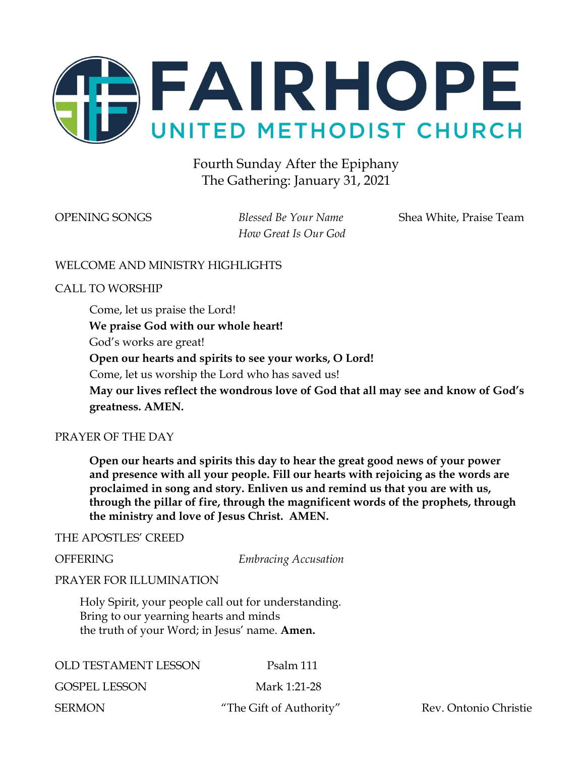# FAIRHOPE

## UNITED METHODIST CHURCH

Fourth Sunday After the Epiphany
The Gathering: January 31, 2021

OPENING SONGS — *Blessed Be Your Name* / *How Great Is Our God* — Shea White, Praise Team

WELCOME AND MINISTRY HIGHLIGHTS

CALL TO WORSHIP

Come, let us praise the Lord!
**We praise God with our whole heart!**
God's works are great!
**Open our hearts and spirits to see your works, O Lord!**
Come, let us worship the Lord who has saved us!
**May our lives reflect the wondrous love of God that all may see and know of God's greatness. AMEN.**

PRAYER OF THE DAY

**Open our hearts and spirits this day to hear the great good news of your power and presence with all your people. Fill our hearts with rejoicing as the words are proclaimed in song and story. Enliven us and remind us that you are with us, through the pillar of fire, through the magnificent words of the prophets, through the ministry and love of Jesus Christ. AMEN.**

THE APOSTLES' CREED

OFFERING — *Embracing Accusation*

PRAYER FOR ILLUMINATION

Holy Spirit, your people call out for understanding.
Bring to our yearning hearts and minds
the truth of your Word; in Jesus' name. **Amen.**

OLD TESTAMENT LESSON — Psalm 111

GOSPEL LESSON — Mark 1:21-28

SERMON — "The Gift of Authority" — Rev. Ontonio Christie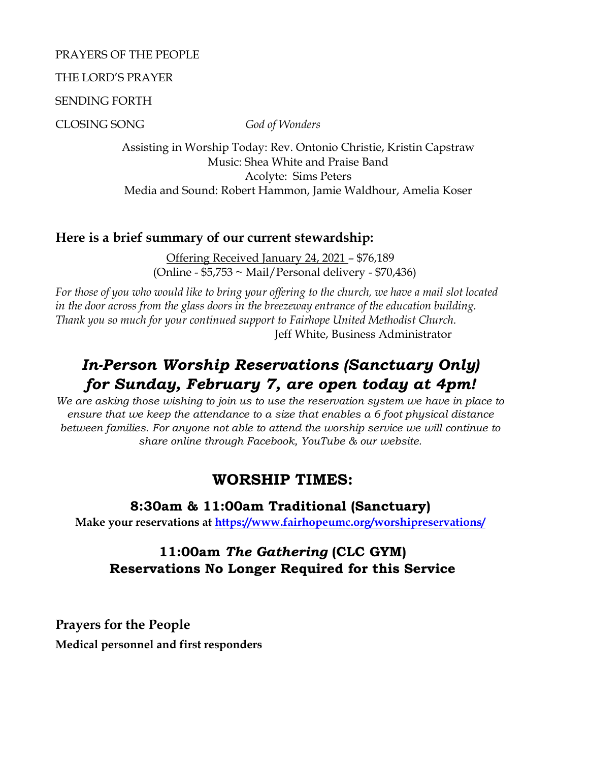PRAYERS OF THE PEOPLE

THE LORD'S PRAYER

SENDING FORTH

CLOSING SONG *God of Wonders*

Assisting in Worship Today: Rev. Ontonio Christie, Kristin Capstraw
Music: Shea White and Praise Band
Acolyte: Sims Peters
Media and Sound: Robert Hammon, Jamie Waldhour, Amelia Koser

## Here is a brief summary of our current stewardship:

Offering Received January 24, 2021 – $76,189
(Online - $5,753 ~ Mail/Personal delivery - $70,436)

*For those of you who would like to bring your offering to the church, we have a mail slot located in the door across from the glass doors in the breezeway entrance of the education building. Thank you so much for your continued support to Fairhope United Methodist Church.*

Jeff White, Business Administrator

# *In-Person Worship Reservations (Sanctuary Only) for Sunday, February 7, are open today at 4pm!*

*We are asking those wishing to join us to use the reservation system we have in place to ensure that we keep the attendance to a size that enables a 6 foot physical distance between families. For anyone not able to attend the worship service we will continue to share online through Facebook, YouTube & our website.*

# WORSHIP TIMES:

### 8:30am & 11:00am Traditional (Sanctuary)

**Make your reservations at https://www.fairhopeumc.org/worshipreservations/**

### 11:00am *The Gathering* (CLC GYM)
### Reservations No Longer Required for this Service

## Prayers for the People

**Medical personnel and first responders**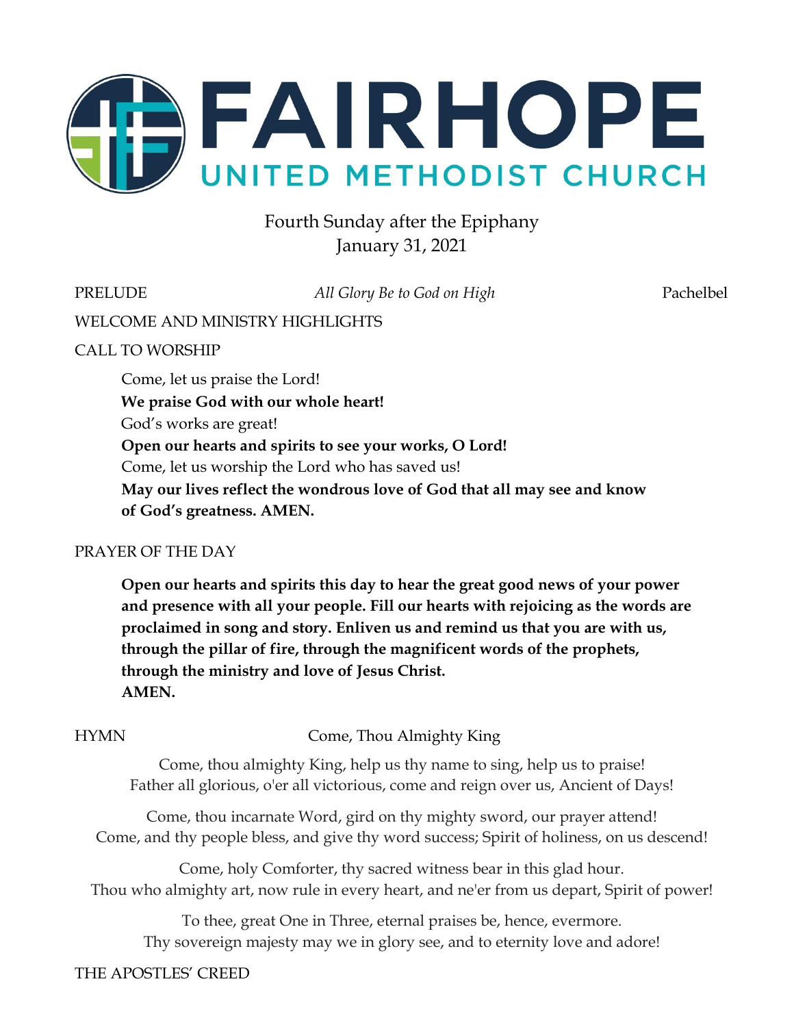# FAIRHOPE
## UNITED METHODIST CHURCH

Fourth Sunday after the Epiphany
January 31, 2021

PRELUDE *All Glory Be to God on High* Pachelbel

WELCOME AND MINISTRY HIGHLIGHTS

CALL TO WORSHIP

Come, let us praise the Lord!
**We praise God with our whole heart!**
God's works are great!
**Open our hearts and spirits to see your works, O Lord!**
Come, let us worship the Lord who has saved us!
**May our lives reflect the wondrous love of God that all may see and know of God's greatness. AMEN.**

PRAYER OF THE DAY

**Open our hearts and spirits this day to hear the great good news of your power and presence with all your people. Fill our hearts with rejoicing as the words are proclaimed in song and story. Enliven us and remind us that you are with us, through the pillar of fire, through the magnificent words of the prophets, through the ministry and love of Jesus Christ.**
**AMEN.**

HYMN Come, Thou Almighty King

Come, thou almighty King, help us thy name to sing, help us to praise!
Father all glorious, o'er all victorious, come and reign over us, Ancient of Days!

Come, thou incarnate Word, gird on thy mighty sword, our prayer attend!
Come, and thy people bless, and give thy word success; Spirit of holiness, on us descend!

Come, holy Comforter, thy sacred witness bear in this glad hour.
Thou who almighty art, now rule in every heart, and ne'er from us depart, Spirit of power!

To thee, great One in Three, eternal praises be, hence, evermore.
Thy sovereign majesty may we in glory see, and to eternity love and adore!

THE APOSTLES' CREED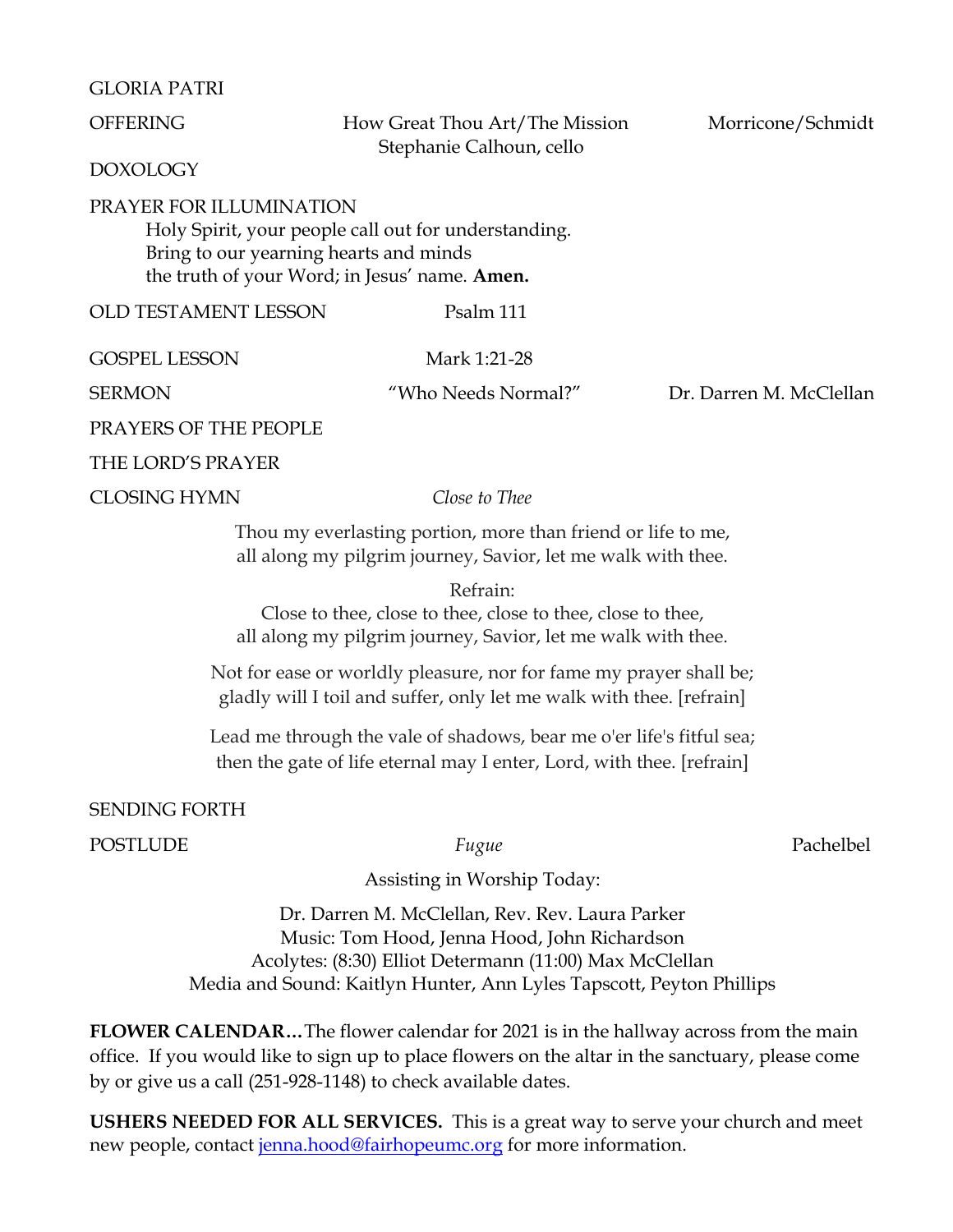GLORIA PATRI

OFFERING — How Great Thou Art/The Mission — Morricone/Schmidt
Stephanie Calhoun, cello

DOXOLOGY

PRAYER FOR ILLUMINATION

Holy Spirit, your people call out for understanding.
Bring to our yearning hearts and minds
the truth of your Word; in Jesus' name. **Amen.**

OLD TESTAMENT LESSON — Psalm 111

GOSPEL LESSON — Mark 1:21-28

SERMON — "Who Needs Normal?" — Dr. Darren M. McClellan

PRAYERS OF THE PEOPLE

THE LORD'S PRAYER

CLOSING HYMN — *Close to Thee*

Thou my everlasting portion, more than friend or life to me,
all along my pilgrim journey, Savior, let me walk with thee.

Refrain:
Close to thee, close to thee, close to thee, close to thee,
all along my pilgrim journey, Savior, let me walk with thee.

Not for ease or worldly pleasure, nor for fame my prayer shall be;
gladly will I toil and suffer, only let me walk with thee. [refrain]

Lead me through the vale of shadows, bear me o'er life's fitful sea;
then the gate of life eternal may I enter, Lord, with thee. [refrain]

SENDING FORTH

POSTLUDE — *Fugue* — Pachelbel

Assisting in Worship Today:

Dr. Darren M. McClellan, Rev. Rev. Laura Parker
Music: Tom Hood, Jenna Hood, John Richardson
Acolytes: (8:30) Elliot Determann (11:00) Max McClellan
Media and Sound: Kaitlyn Hunter, Ann Lyles Tapscott, Peyton Phillips

**FLOWER CALENDAR…**The flower calendar for 2021 is in the hallway across from the main office. If you would like to sign up to place flowers on the altar in the sanctuary, please come by or give us a call (251-928-1148) to check available dates.

**USHERS NEEDED FOR ALL SERVICES.** This is a great way to serve your church and meet new people, contact jenna.hood@fairhopeumc.org for more information.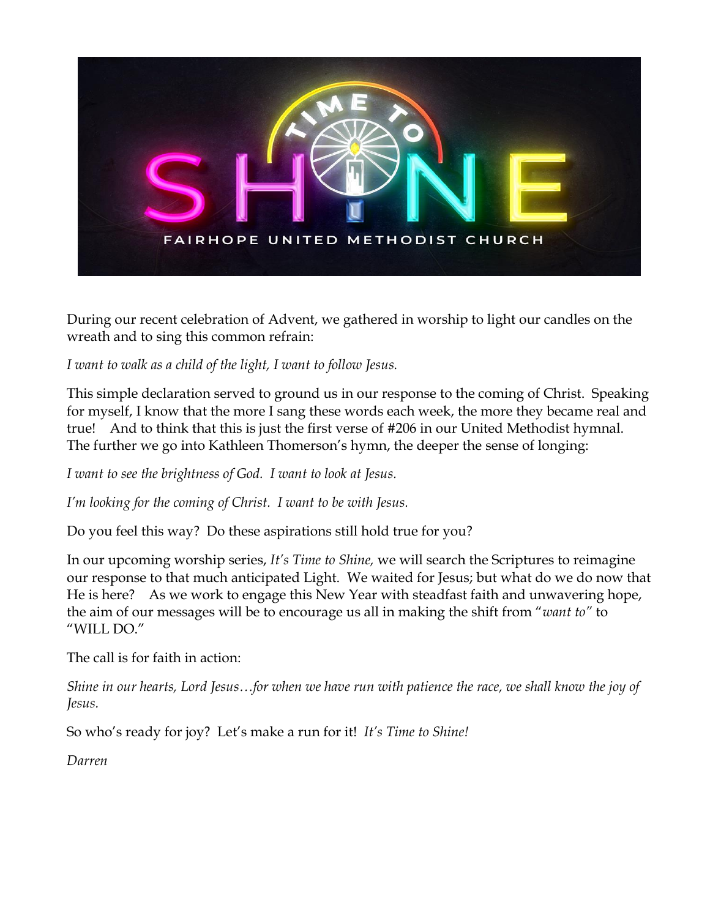During our recent celebration of Advent, we gathered in worship to light our candles on the wreath and to sing this common refrain:

*I want to walk as a child of the light, I want to follow Jesus.*

This simple declaration served to ground us in our response to the coming of Christ. Speaking for myself, I know that the more I sang these words each week, the more they became real and true! And to think that this is just the first verse of #206 in our United Methodist hymnal. The further we go into Kathleen Thomerson's hymn, the deeper the sense of longing:

*I want to see the brightness of God. I want to look at Jesus.*

*I'm looking for the coming of Christ. I want to be with Jesus.*

Do you feel this way? Do these aspirations still hold true for you?

In our upcoming worship series, *It's Time to Shine,* we will search the Scriptures to reimagine our response to that much anticipated Light. We waited for Jesus; but what do we do now that He is here? As we work to engage this New Year with steadfast faith and unwavering hope, the aim of our messages will be to encourage us all in making the shift from "*want to*" to "WILL DO."

The call is for faith in action:

*Shine in our hearts, Lord Jesus…for when we have run with patience the race, we shall know the joy of Jesus.*

So who's ready for joy? Let's make a run for it! *It's Time to Shine!*

*Darren*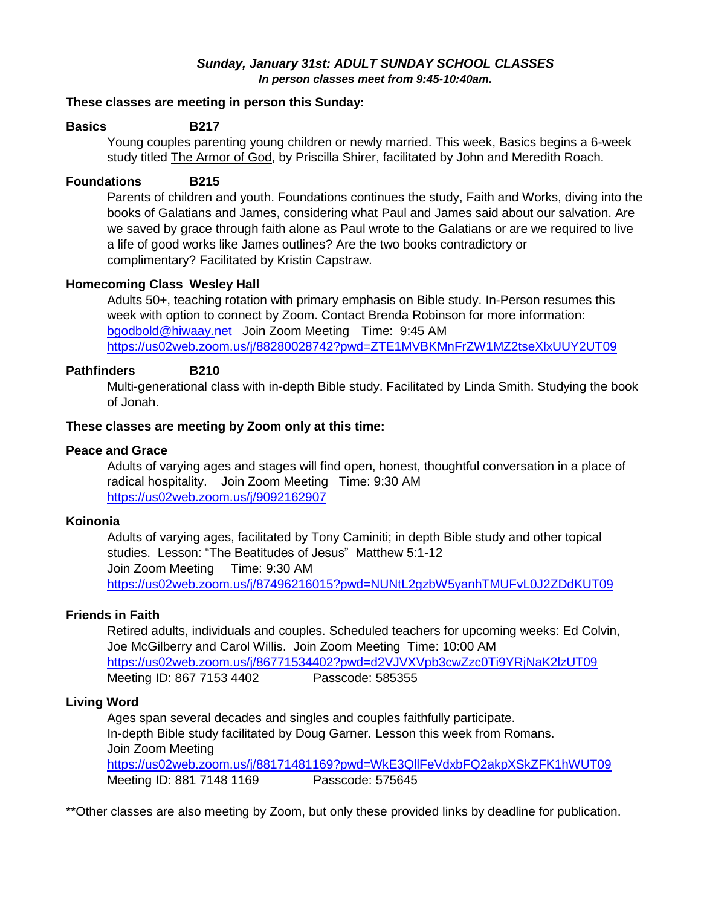### *Sunday, January 31st: ADULT SUNDAY SCHOOL CLASSES*

***In person classes meet from 9:45-10:40am.***

**These classes are meeting in person this Sunday:**

**Basics B217**

Young couples parenting young children or newly married. This week, Basics begins a 6-week study titled The Armor of God, by Priscilla Shirer, facilitated by John and Meredith Roach.

**Foundations B215**

Parents of children and youth. Foundations continues the study, Faith and Works, diving into the books of Galatians and James, considering what Paul and James said about our salvation. Are we saved by grace through faith alone as Paul wrote to the Galatians or are we required to live a life of good works like James outlines? Are the two books contradictory or complimentary? Facilitated by Kristin Capstraw.

**Homecoming Class Wesley Hall**

Adults 50+, teaching rotation with primary emphasis on Bible study. In-Person resumes this week with option to connect by Zoom. Contact Brenda Robinson for more information: bgodbold@hiwaay.net Join Zoom Meeting Time: 9:45 AM
https://us02web.zoom.us/j/88280028742?pwd=ZTE1MVBKMnFrZW1MZ2tseXlxUUY2UT09

**Pathfinders B210**

Multi-generational class with in-depth Bible study. Facilitated by Linda Smith. Studying the book of Jonah.

**These classes are meeting by Zoom only at this time:**

**Peace and Grace**

Adults of varying ages and stages will find open, honest, thoughtful conversation in a place of radical hospitality. Join Zoom Meeting Time: 9:30 AM
https://us02web.zoom.us/j/9092162907

**Koinonia**

Adults of varying ages, facilitated by Tony Caminiti; in depth Bible study and other topical studies. Lesson: "The Beatitudes of Jesus" Matthew 5:1-12
Join Zoom Meeting Time: 9:30 AM
https://us02web.zoom.us/j/87496216015?pwd=NUNtL2gzbW5yanhTMUFvL0J2ZDdKUT09

**Friends in Faith**

Retired adults, individuals and couples. Scheduled teachers for upcoming weeks: Ed Colvin, Joe McGilberry and Carol Willis. Join Zoom Meeting Time: 10:00 AM
https://us02web.zoom.us/j/86771534402?pwd=d2VJVXVpb3cwZzc0Ti9YRjNaK2lzUT09
Meeting ID: 867 7153 4402 Passcode: 585355

**Living Word**

Ages span several decades and singles and couples faithfully participate.
In-depth Bible study facilitated by Doug Garner. Lesson this week from Romans.
Join Zoom Meeting
https://us02web.zoom.us/j/88171481169?pwd=WkE3QllFeVdxbFQ2akpXSkZFK1hWUT09
Meeting ID: 881 7148 1169 Passcode: 575645

**Other classes are also meeting by Zoom, but only these provided links by deadline for publication.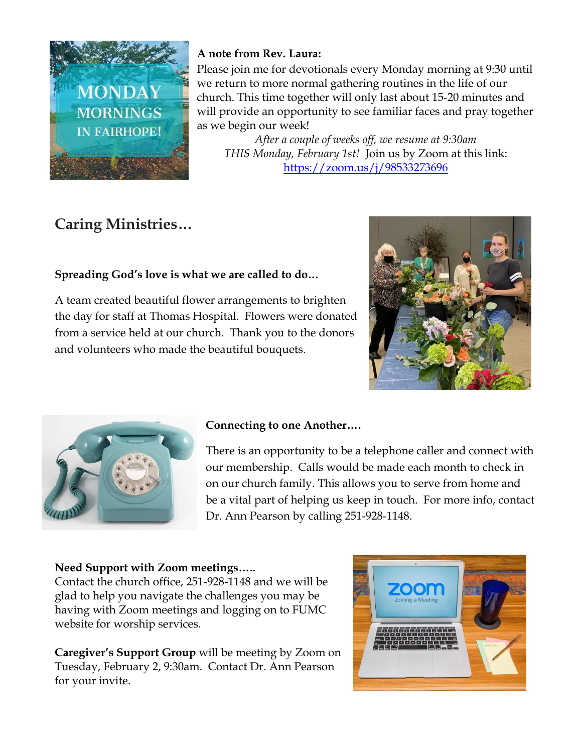**A note from Rev. Laura:**

Please join me for devotionals every Monday morning at 9:30 until we return to more normal gathering routines in the life of our church. This time together will only last about 15-20 minutes and will provide an opportunity to see familiar faces and pray together as we begin our week!

*After a couple of weeks off, we resume at 9:30am THIS Monday, February 1st!* Join us by Zoom at this link: https://zoom.us/j/98533273696

## Caring Ministries…

**Spreading God's love is what we are called to do…**

A team created beautiful flower arrangements to brighten the day for staff at Thomas Hospital. Flowers were donated from a service held at our church. Thank you to the donors and volunteers who made the beautiful bouquets.

**Connecting to one Another….**

There is an opportunity to be a telephone caller and connect with our membership. Calls would be made each month to check in on our church family. This allows you to serve from home and be a vital part of helping us keep in touch. For more info, contact Dr. Ann Pearson by calling 251-928-1148.

**Need Support with Zoom meetings…..**

Contact the church office, 251-928-1148 and we will be glad to help you navigate the challenges you may be having with Zoom meetings and logging on to FUMC website for worship services.

**Caregiver's Support Group** will be meeting by Zoom on Tuesday, February 2, 9:30am. Contact Dr. Ann Pearson for your invite.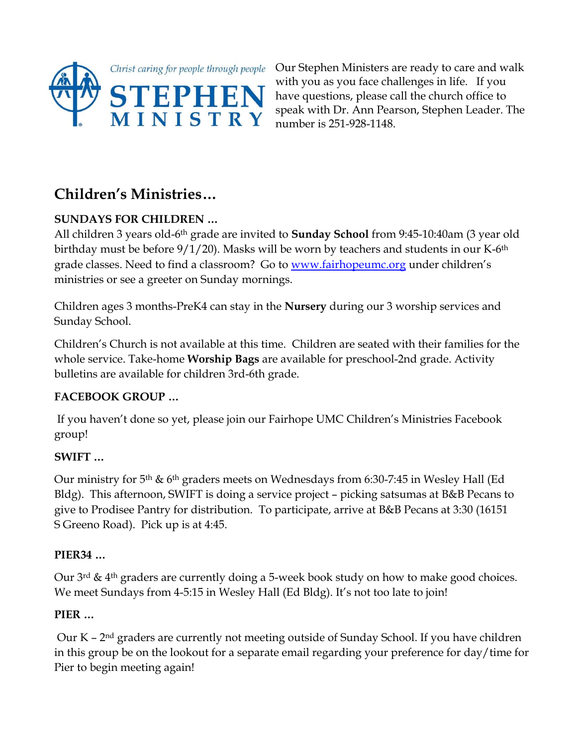Christ caring for people through people

**STEPHEN MINISTRY**

Our Stephen Ministers are ready to care and walk with you as you face challenges in life. If you have questions, please call the church office to speak with Dr. Ann Pearson, Stephen Leader. The number is 251-928-1148.

## Children's Ministries…

**SUNDAYS FOR CHILDREN …**

All children 3 years old-6th grade are invited to **Sunday School** from 9:45-10:40am (3 year old birthday must be before 9/1/20). Masks will be worn by teachers and students in our K-6th grade classes. Need to find a classroom? Go to www.fairhopeumc.org under children's ministries or see a greeter on Sunday mornings.

Children ages 3 months-PreK4 can stay in the **Nursery** during our 3 worship services and Sunday School.

Children's Church is not available at this time. Children are seated with their families for the whole service. Take-home **Worship Bags** are available for preschool-2nd grade. Activity bulletins are available for children 3rd-6th grade.

**FACEBOOK GROUP …**

If you haven't done so yet, please join our Fairhope UMC Children's Ministries Facebook group!

**SWIFT …**

Our ministry for 5th & 6th graders meets on Wednesdays from 6:30-7:45 in Wesley Hall (Ed Bldg). This afternoon, SWIFT is doing a service project – picking satsumas at B&B Pecans to give to Prodisee Pantry for distribution. To participate, arrive at B&B Pecans at 3:30 (16151 S Greeno Road). Pick up is at 4:45.

**PIER34 …**

Our 3rd & 4th graders are currently doing a 5-week book study on how to make good choices. We meet Sundays from 4-5:15 in Wesley Hall (Ed Bldg). It's not too late to join!

**PIER …**

Our K – 2nd graders are currently not meeting outside of Sunday School. If you have children in this group be on the lookout for a separate email regarding your preference for day/time for Pier to begin meeting again!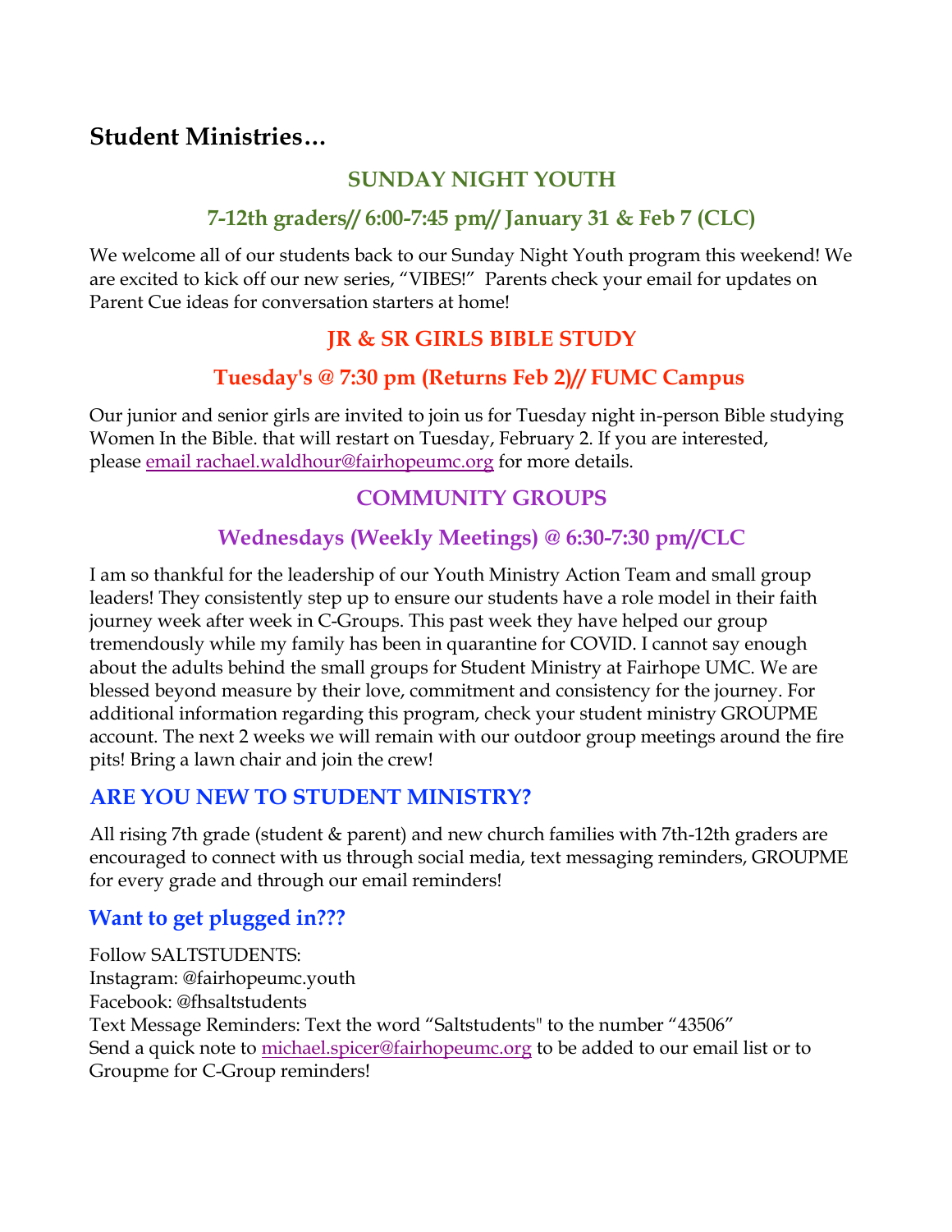## Student Ministries…

### SUNDAY NIGHT YOUTH

### 7-12th graders// 6:00-7:45 pm// January 31 & Feb 7 (CLC)

We welcome all of our students back to our Sunday Night Youth program this weekend! We are excited to kick off our new series, "VIBES!" Parents check your email for updates on Parent Cue ideas for conversation starters at home!

### JR & SR GIRLS BIBLE STUDY

### Tuesday's @ 7:30 pm (Returns Feb 2)// FUMC Campus

Our junior and senior girls are invited to join us for Tuesday night in-person Bible studying Women In the Bible. that will restart on Tuesday, February 2. If you are interested, please email rachael.waldhour@fairhopeumc.org for more details.

### COMMUNITY GROUPS

### Wednesdays (Weekly Meetings) @ 6:30-7:30 pm//CLC

I am so thankful for the leadership of our Youth Ministry Action Team and small group leaders! They consistently step up to ensure our students have a role model in their faith journey week after week in C-Groups. This past week they have helped our group tremendously while my family has been in quarantine for COVID. I cannot say enough about the adults behind the small groups for Student Ministry at Fairhope UMC. We are blessed beyond measure by their love, commitment and consistency for the journey. For additional information regarding this program, check your student ministry GROUPME account. The next 2 weeks we will remain with our outdoor group meetings around the fire pits! Bring a lawn chair and join the crew!

### ARE YOU NEW TO STUDENT MINISTRY?

All rising 7th grade (student & parent) and new church families with 7th-12th graders are encouraged to connect with us through social media, text messaging reminders, GROUPME for every grade and through our email reminders!

### Want to get plugged in???

Follow SALTSTUDENTS:
Instagram: @fairhopeumc.youth
Facebook: @fhsaltstudents
Text Message Reminders: Text the word "Saltstudents" to the number "43506"
Send a quick note to michael.spicer@fairhopeumc.org to be added to our email list or to Groupme for C-Group reminders!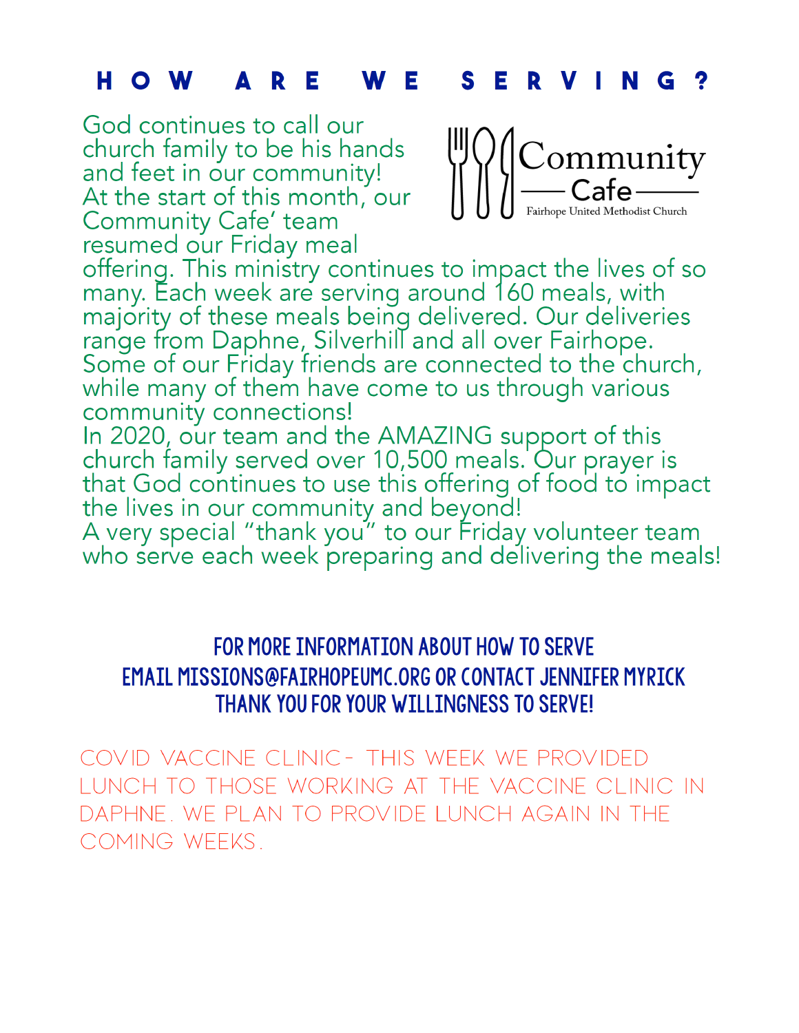# HOW ARE WE SERVING?

Community Cafe
Fairhope United Methodist Church

God continues to call our church family to be his hands and feet in our community! At the start of this month, our Community Cafe' team resumed our Friday meal offering. This ministry continues to impact the lives of so many. Each week are serving around 160 meals, with majority of these meals being delivered. Our deliveries range from Daphne, Silverhill and all over Fairhope. Some of our Friday friends are connected to the church, while many of them have come to us through various community connections!
In 2020, our team and the AMAZING support of this church family served over 10,500 meals. Our prayer is that God continues to use this offering of food to impact the lives in our community and beyond!
A very special "thank you" to our Friday volunteer team who serve each week preparing and delivering the meals!

**FOR MORE INFORMATION ABOUT HOW TO SERVE
EMAIL MISSIONS@FAIRHOPEUMC.ORG OR CONTACT JENNIFER MYRICK
THANK YOU FOR YOUR WILLINGNESS TO SERVE!**

COVID VACCINE CLINIC- THIS WEEK WE PROVIDED LUNCH TO THOSE WORKING AT THE VACCINE CLINIC IN DAPHNE. WE PLAN TO PROVIDE LUNCH AGAIN IN THE COMING WEEKS.